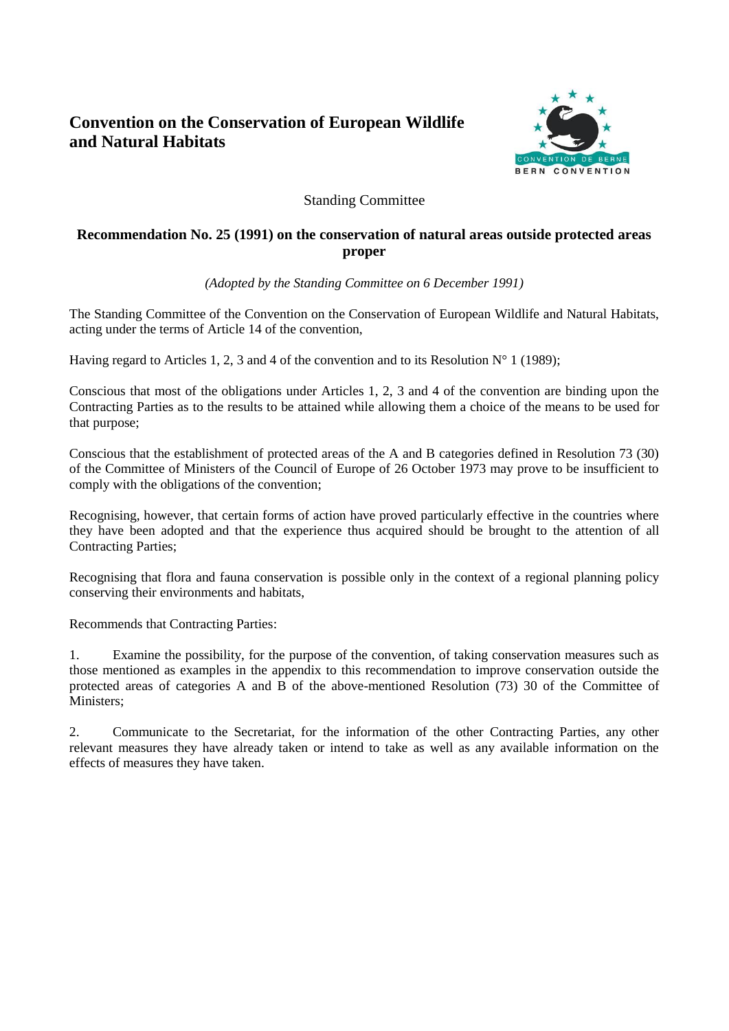# Convention on the Conservation of European Wildlife and Natural Habitats

Standing Committee

## Recommendation No. 25 (1991) on the conservation of natural areas outside protected areas proper

*(Adopted by the Standing Committee on 6 December 1991)*

The Standing Committee of the Convention on the Conservation of European Wildlife and Natural Habitats, acting under the terms of Article 14 of the convention,

Having regard to Articles 1, 2, 3 and 4 of the convention and to its Resolution N° 1 (1989);

Conscious that most of the obligations under Articles 1, 2, 3 and 4 of the convention are binding upon the Contracting Parties as to the results to be attained while allowing them a choice of the means to be used for that purpose;

Conscious that the establishment of protected areas of the A and B categories defined in Resolution 73 (30) of the Committee of Ministers of the Council of Europe of 26 October 1973 may prove to be insufficient to comply with the obligations of the convention;

Recognising, however, that certain forms of action have proved particularly effective in the countries where they have been adopted and that the experience thus acquired should be brought to the attention of all Contracting Parties;

Recognising that flora and fauna conservation is possible only in the context of a regional planning policy conserving their environments and habitats,

Recommends that Contracting Parties:

1. Examine the possibility, for the purpose of the convention, of taking conservation measures such as those mentioned as examples in the appendix to this recommendation to improve conservation outside the protected areas of categories A and B of the above-mentioned Resolution (73) 30 of the Committee of Ministers;

2. Communicate to the Secretariat, for the information of the other Contracting Parties, any other relevant measures they have already taken or intend to take as well as any available information on the effects of measures they have taken.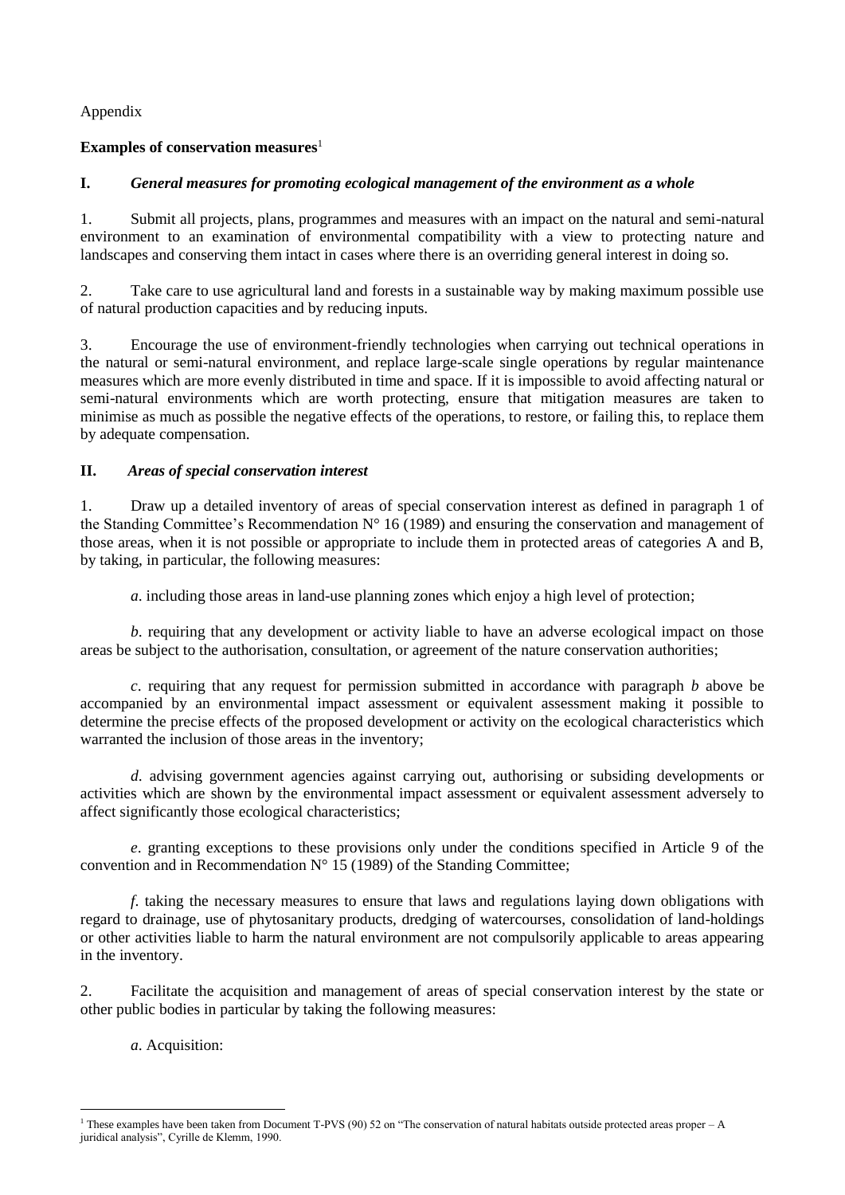Appendix

**Examples of conservation measures**[1]

## I. *General measures for promoting ecological management of the environment as a whole*

1. Submit all projects, plans, programmes and measures with an impact on the natural and semi-natural environment to an examination of environmental compatibility with a view to protecting nature and landscapes and conserving them intact in cases where there is an overriding general interest in doing so.

2. Take care to use agricultural land and forests in a sustainable way by making maximum possible use of natural production capacities and by reducing inputs.

3. Encourage the use of environment-friendly technologies when carrying out technical operations in the natural or semi-natural environment, and replace large-scale single operations by regular maintenance measures which are more evenly distributed in time and space. If it is impossible to avoid affecting natural or semi-natural environments which are worth protecting, ensure that mitigation measures are taken to minimise as much as possible the negative effects of the operations, to restore, or failing this, to replace them by adequate compensation.

## II. *Areas of special conservation interest*

1. Draw up a detailed inventory of areas of special conservation interest as defined in paragraph 1 of the Standing Committee's Recommendation N° 16 (1989) and ensuring the conservation and management of those areas, when it is not possible or appropriate to include them in protected areas of categories A and B, by taking, in particular, the following measures:

   *a*. including those areas in land-use planning zones which enjoy a high level of protection;

   *b*. requiring that any development or activity liable to have an adverse ecological impact on those areas be subject to the authorisation, consultation, or agreement of the nature conservation authorities;

   *c*. requiring that any request for permission submitted in accordance with paragraph *b* above be accompanied by an environmental impact assessment or equivalent assessment making it possible to determine the precise effects of the proposed development or activity on the ecological characteristics which warranted the inclusion of those areas in the inventory;

   *d*. advising government agencies against carrying out, authorising or subsiding developments or activities which are shown by the environmental impact assessment or equivalent assessment adversely to affect significantly those ecological characteristics;

   *e*. granting exceptions to these provisions only under the conditions specified in Article 9 of the convention and in Recommendation N° 15 (1989) of the Standing Committee;

   *f*. taking the necessary measures to ensure that laws and regulations laying down obligations with regard to drainage, use of phytosanitary products, dredging of watercourses, consolidation of land-holdings or other activities liable to harm the natural environment are not compulsorily applicable to areas appearing in the inventory.

2. Facilitate the acquisition and management of areas of special conservation interest by the state or other public bodies in particular by taking the following measures:

   *a*. Acquisition:

[1] These examples have been taken from Document T-PVS (90) 52 on "The conservation of natural habitats outside protected areas proper – A juridical analysis", Cyrille de Klemm, 1990.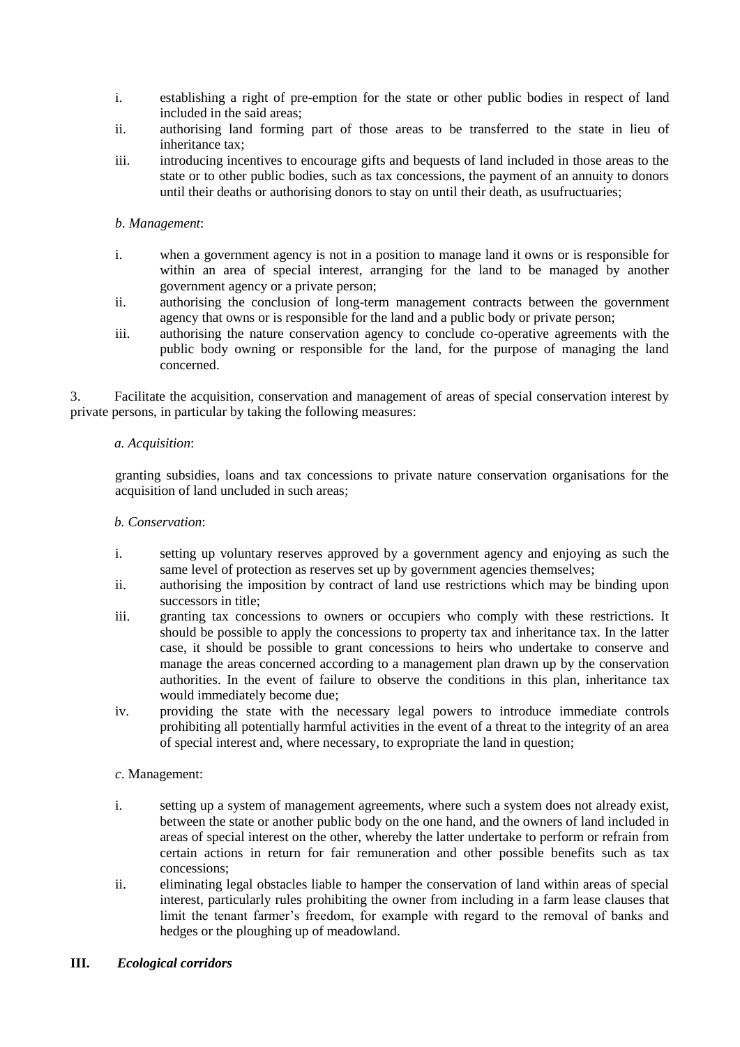i. establishing a right of pre-emption for the state or other public bodies in respect of land included in the said areas;
ii. authorising land forming part of those areas to be transferred to the state in lieu of inheritance tax;
iii. introducing incentives to encourage gifts and bequests of land included in those areas to the state or to other public bodies, such as tax concessions, the payment of an annuity to donors until their deaths or authorising donors to stay on until their death, as usufructuaries;

*b. Management*:

i. when a government agency is not in a position to manage land it owns or is responsible for within an area of special interest, arranging for the land to be managed by another government agency or a private person;
ii. authorising the conclusion of long-term management contracts between the government agency that owns or is responsible for the land and a public body or private person;
iii. authorising the nature conservation agency to conclude co-operative agreements with the public body owning or responsible for the land, for the purpose of managing the land concerned.

3. Facilitate the acquisition, conservation and management of areas of special conservation interest by private persons, in particular by taking the following measures:

*a. Acquisition*:

granting subsidies, loans and tax concessions to private nature conservation organisations for the acquisition of land uncluded in such areas;

*b. Conservation*:

i. setting up voluntary reserves approved by a government agency and enjoying as such the same level of protection as reserves set up by government agencies themselves;
ii. authorising the imposition by contract of land use restrictions which may be binding upon successors in title;
iii. granting tax concessions to owners or occupiers who comply with these restrictions. It should be possible to apply the concessions to property tax and inheritance tax. In the latter case, it should be possible to grant concessions to heirs who undertake to conserve and manage the areas concerned according to a management plan drawn up by the conservation authorities. In the event of failure to observe the conditions in this plan, inheritance tax would immediately become due;
iv. providing the state with the necessary legal powers to introduce immediate controls prohibiting all potentially harmful activities in the event of a threat to the integrity of an area of special interest and, where necessary, to expropriate the land in question;

*c*. Management:

i. setting up a system of management agreements, where such a system does not already exist, between the state or another public body on the one hand, and the owners of land included in areas of special interest on the other, whereby the latter undertake to perform or refrain from certain actions in return for fair remuneration and other possible benefits such as tax concessions;
ii. eliminating legal obstacles liable to hamper the conservation of land within areas of special interest, particularly rules prohibiting the owner from including in a farm lease clauses that limit the tenant farmer's freedom, for example with regard to the removal of banks and hedges or the ploughing up of meadowland.

## III. *Ecological corridors*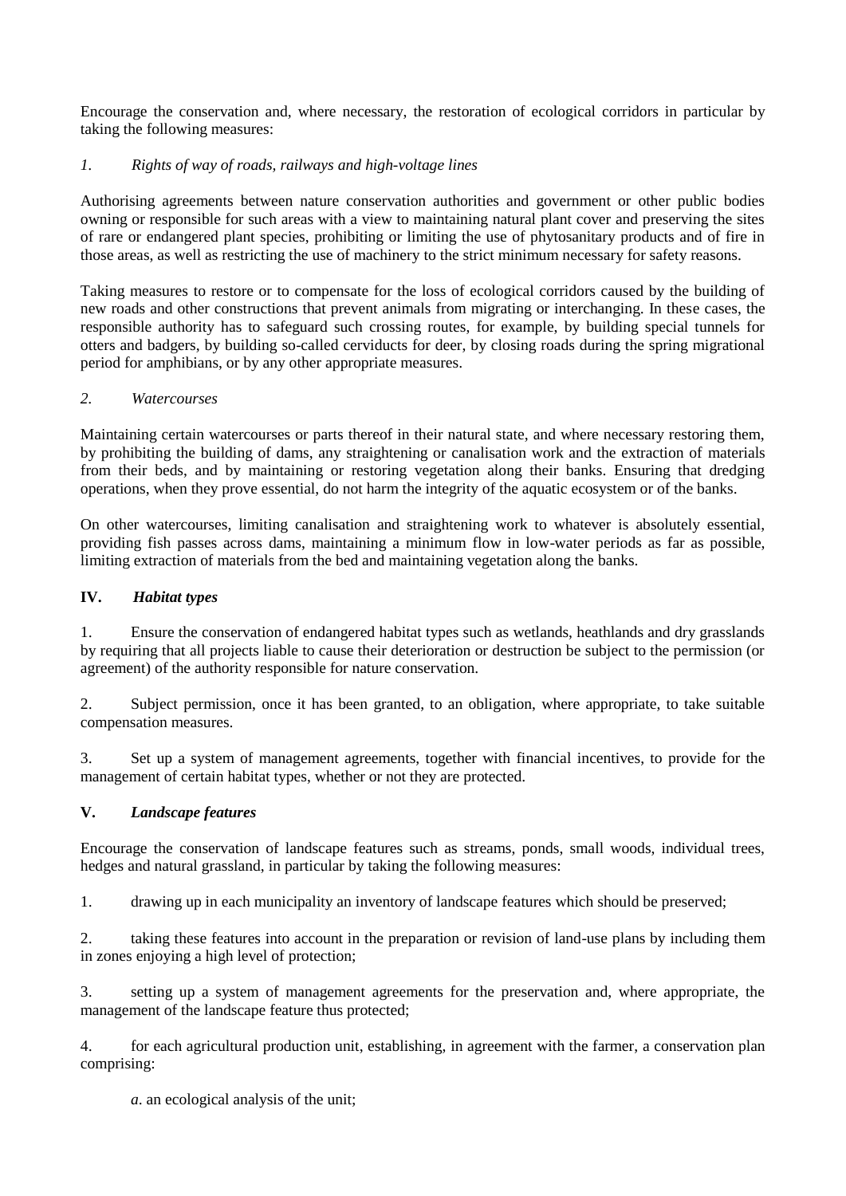Encourage the conservation and, where necessary, the restoration of ecological corridors in particular by taking the following measures:

*1. Rights of way of roads, railways and high-voltage lines*

Authorising agreements between nature conservation authorities and government or other public bodies owning or responsible for such areas with a view to maintaining natural plant cover and preserving the sites of rare or endangered plant species, prohibiting or limiting the use of phytosanitary products and of fire in those areas, as well as restricting the use of machinery to the strict minimum necessary for safety reasons.

Taking measures to restore or to compensate for the loss of ecological corridors caused by the building of new roads and other constructions that prevent animals from migrating or interchanging. In these cases, the responsible authority has to safeguard such crossing routes, for example, by building special tunnels for otters and badgers, by building so-called cerviducts for deer, by closing roads during the spring migrational period for amphibians, or by any other appropriate measures.

*2. Watercourses*

Maintaining certain watercourses or parts thereof in their natural state, and where necessary restoring them, by prohibiting the building of dams, any straightening or canalisation work and the extraction of materials from their beds, and by maintaining or restoring vegetation along their banks. Ensuring that dredging operations, when they prove essential, do not harm the integrity of the aquatic ecosystem or of the banks.

On other watercourses, limiting canalisation and straightening work to whatever is absolutely essential, providing fish passes across dams, maintaining a minimum flow in low-water periods as far as possible, limiting extraction of materials from the bed and maintaining vegetation along the banks.

## IV. *Habitat types*

1. Ensure the conservation of endangered habitat types such as wetlands, heathlands and dry grasslands by requiring that all projects liable to cause their deterioration or destruction be subject to the permission (or agreement) of the authority responsible for nature conservation.

2. Subject permission, once it has been granted, to an obligation, where appropriate, to take suitable compensation measures.

3. Set up a system of management agreements, together with financial incentives, to provide for the management of certain habitat types, whether or not they are protected.

## V. *Landscape features*

Encourage the conservation of landscape features such as streams, ponds, small woods, individual trees, hedges and natural grassland, in particular by taking the following measures:

1. drawing up in each municipality an inventory of landscape features which should be preserved;

2. taking these features into account in the preparation or revision of land-use plans by including them in zones enjoying a high level of protection;

3. setting up a system of management agreements for the preservation and, where appropriate, the management of the landscape feature thus protected;

4. for each agricultural production unit, establishing, in agreement with the farmer, a conservation plan comprising:

   *a*. an ecological analysis of the unit;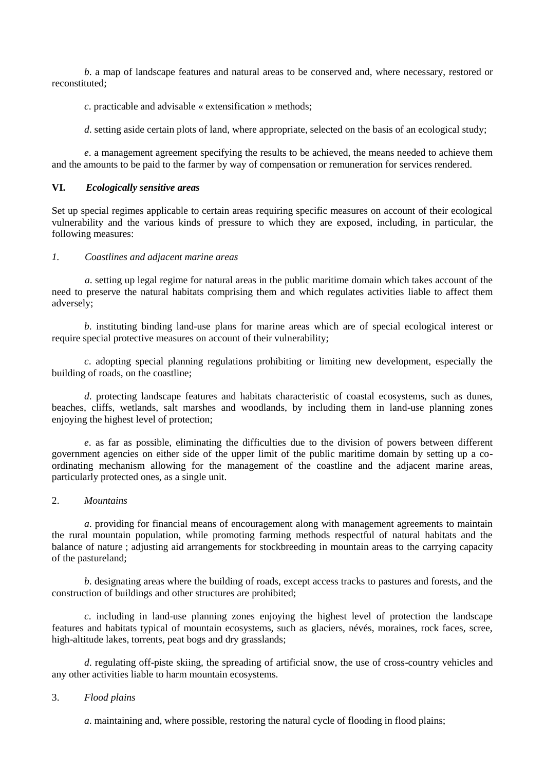*b*. a map of landscape features and natural areas to be conserved and, where necessary, restored or reconstituted;

*c*. practicable and advisable « extensification » methods;

*d*. setting aside certain plots of land, where appropriate, selected on the basis of an ecological study;

*e*. a management agreement specifying the results to be achieved, the means needed to achieve them and the amounts to be paid to the farmer by way of compensation or remuneration for services rendered.

## VI. *Ecologically sensitive areas*

Set up special regimes applicable to certain areas requiring specific measures on account of their ecological vulnerability and the various kinds of pressure to which they are exposed, including, in particular, the following measures:

### *1. Coastlines and adjacent marine areas*

*a*. setting up legal regime for natural areas in the public maritime domain which takes account of the need to preserve the natural habitats comprising them and which regulates activities liable to affect them adversely;

*b*. instituting binding land-use plans for marine areas which are of special ecological interest or require special protective measures on account of their vulnerability;

*c*. adopting special planning regulations prohibiting or limiting new development, especially the building of roads, on the coastline;

*d*. protecting landscape features and habitats characteristic of coastal ecosystems, such as dunes, beaches, cliffs, wetlands, salt marshes and woodlands, by including them in land-use planning zones enjoying the highest level of protection;

*e*. as far as possible, eliminating the difficulties due to the division of powers between different government agencies on either side of the upper limit of the public maritime domain by setting up a co-ordinating mechanism allowing for the management of the coastline and the adjacent marine areas, particularly protected ones, as a single unit.

### 2. *Mountains*

*a*. providing for financial means of encouragement along with management agreements to maintain the rural mountain population, while promoting farming methods respectful of natural habitats and the balance of nature ; adjusting aid arrangements for stockbreeding in mountain areas to the carrying capacity of the pastureland;

*b*. designating areas where the building of roads, except access tracks to pastures and forests, and the construction of buildings and other structures are prohibited;

*c*. including in land-use planning zones enjoying the highest level of protection the landscape features and habitats typical of mountain ecosystems, such as glaciers, névés, moraines, rock faces, scree, high-altitude lakes, torrents, peat bogs and dry grasslands;

*d*. regulating off-piste skiing, the spreading of artificial snow, the use of cross-country vehicles and any other activities liable to harm mountain ecosystems.

### 3. *Flood plains*

*a*. maintaining and, where possible, restoring the natural cycle of flooding in flood plains;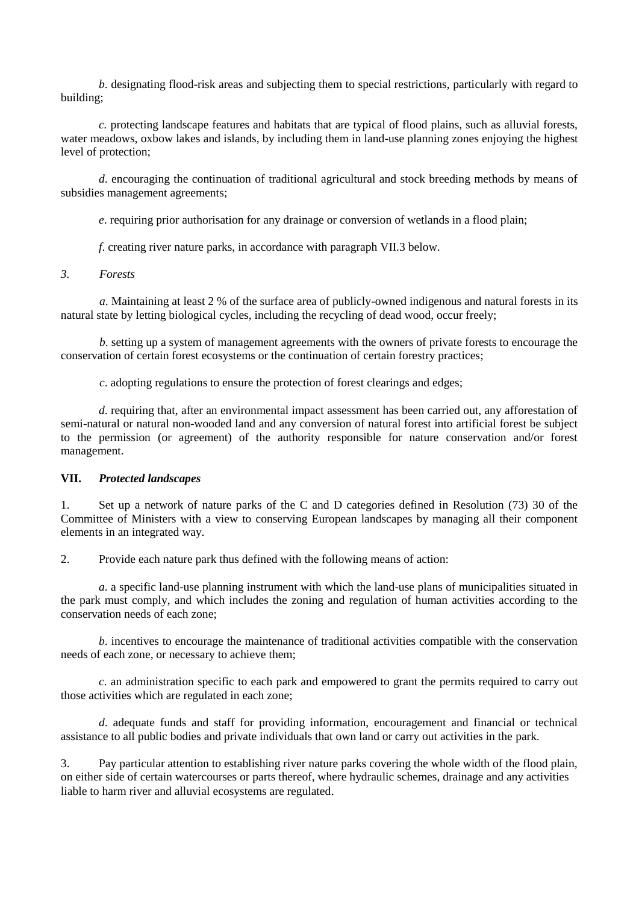*b*. designating flood-risk areas and subjecting them to special restrictions, particularly with regard to building;

*c.* protecting landscape features and habitats that are typical of flood plains, such as alluvial forests, water meadows, oxbow lakes and islands, by including them in land-use planning zones enjoying the highest level of protection;

*d*. encouraging the continuation of traditional agricultural and stock breeding methods by means of subsidies management agreements;

*e*. requiring prior authorisation for any drainage or conversion of wetlands in a flood plain;

*f*. creating river nature parks, in accordance with paragraph VII.3 below.

*3. Forests*

*a*. Maintaining at least 2 % of the surface area of publicly-owned indigenous and natural forests in its natural state by letting biological cycles, including the recycling of dead wood, occur freely;

*b*. setting up a system of management agreements with the owners of private forests to encourage the conservation of certain forest ecosystems or the continuation of certain forestry practices;

*c*. adopting regulations to ensure the protection of forest clearings and edges;

*d*. requiring that, after an environmental impact assessment has been carried out, any afforestation of semi-natural or natural non-wooded land and any conversion of natural forest into artificial forest be subject to the permission (or agreement) of the authority responsible for nature conservation and/or forest management.

**VII. *Protected landscapes***

1. Set up a network of nature parks of the C and D categories defined in Resolution (73) 30 of the Committee of Ministers with a view to conserving European landscapes by managing all their component elements in an integrated way.

2. Provide each nature park thus defined with the following means of action:

*a*. a specific land-use planning instrument with which the land-use plans of municipalities situated in the park must comply, and which includes the zoning and regulation of human activities according to the conservation needs of each zone;

*b*. incentives to encourage the maintenance of traditional activities compatible with the conservation needs of each zone, or necessary to achieve them;

*c*. an administration specific to each park and empowered to grant the permits required to carry out those activities which are regulated in each zone;

*d*. adequate funds and staff for providing information, encouragement and financial or technical assistance to all public bodies and private individuals that own land or carry out activities in the park.

3. Pay particular attention to establishing river nature parks covering the whole width of the flood plain, on either side of certain watercourses or parts thereof, where hydraulic schemes, drainage and any activities liable to harm river and alluvial ecosystems are regulated.